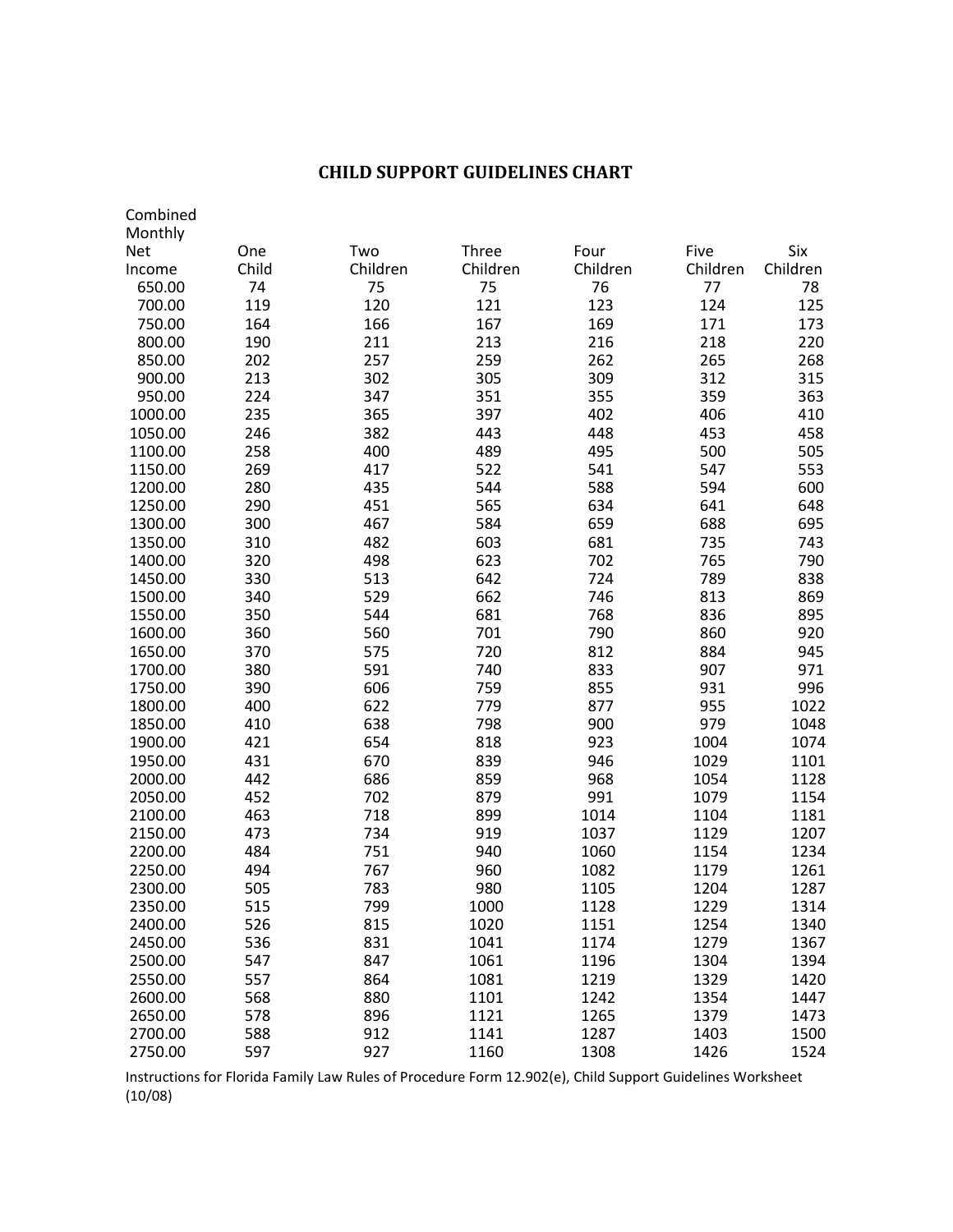# CHILD SUPPORT GUIDELINES CHART

| Combined Monthly Net Income | One Child | Two Children | Three Children | Four Children | Five Children | Six Children |
|---|---|---|---|---|---|---|
| 650.00 | 74 | 75 | 75 | 76 | 77 | 78 |
| 700.00 | 119 | 120 | 121 | 123 | 124 | 125 |
| 750.00 | 164 | 166 | 167 | 169 | 171 | 173 |
| 800.00 | 190 | 211 | 213 | 216 | 218 | 220 |
| 850.00 | 202 | 257 | 259 | 262 | 265 | 268 |
| 900.00 | 213 | 302 | 305 | 309 | 312 | 315 |
| 950.00 | 224 | 347 | 351 | 355 | 359 | 363 |
| 1000.00 | 235 | 365 | 397 | 402 | 406 | 410 |
| 1050.00 | 246 | 382 | 443 | 448 | 453 | 458 |
| 1100.00 | 258 | 400 | 489 | 495 | 500 | 505 |
| 1150.00 | 269 | 417 | 522 | 541 | 547 | 553 |
| 1200.00 | 280 | 435 | 544 | 588 | 594 | 600 |
| 1250.00 | 290 | 451 | 565 | 634 | 641 | 648 |
| 1300.00 | 300 | 467 | 584 | 659 | 688 | 695 |
| 1350.00 | 310 | 482 | 603 | 681 | 735 | 743 |
| 1400.00 | 320 | 498 | 623 | 702 | 765 | 790 |
| 1450.00 | 330 | 513 | 642 | 724 | 789 | 838 |
| 1500.00 | 340 | 529 | 662 | 746 | 813 | 869 |
| 1550.00 | 350 | 544 | 681 | 768 | 836 | 895 |
| 1600.00 | 360 | 560 | 701 | 790 | 860 | 920 |
| 1650.00 | 370 | 575 | 720 | 812 | 884 | 945 |
| 1700.00 | 380 | 591 | 740 | 833 | 907 | 971 |
| 1750.00 | 390 | 606 | 759 | 855 | 931 | 996 |
| 1800.00 | 400 | 622 | 779 | 877 | 955 | 1022 |
| 1850.00 | 410 | 638 | 798 | 900 | 979 | 1048 |
| 1900.00 | 421 | 654 | 818 | 923 | 1004 | 1074 |
| 1950.00 | 431 | 670 | 839 | 946 | 1029 | 1101 |
| 2000.00 | 442 | 686 | 859 | 968 | 1054 | 1128 |
| 2050.00 | 452 | 702 | 879 | 991 | 1079 | 1154 |
| 2100.00 | 463 | 718 | 899 | 1014 | 1104 | 1181 |
| 2150.00 | 473 | 734 | 919 | 1037 | 1129 | 1207 |
| 2200.00 | 484 | 751 | 940 | 1060 | 1154 | 1234 |
| 2250.00 | 494 | 767 | 960 | 1082 | 1179 | 1261 |
| 2300.00 | 505 | 783 | 980 | 1105 | 1204 | 1287 |
| 2350.00 | 515 | 799 | 1000 | 1128 | 1229 | 1314 |
| 2400.00 | 526 | 815 | 1020 | 1151 | 1254 | 1340 |
| 2450.00 | 536 | 831 | 1041 | 1174 | 1279 | 1367 |
| 2500.00 | 547 | 847 | 1061 | 1196 | 1304 | 1394 |
| 2550.00 | 557 | 864 | 1081 | 1219 | 1329 | 1420 |
| 2600.00 | 568 | 880 | 1101 | 1242 | 1354 | 1447 |
| 2650.00 | 578 | 896 | 1121 | 1265 | 1379 | 1473 |
| 2700.00 | 588 | 912 | 1141 | 1287 | 1403 | 1500 |
| 2750.00 | 597 | 927 | 1160 | 1308 | 1426 | 1524 |

Instructions for Florida Family Law Rules of Procedure Form 12.902(e), Child Support Guidelines Worksheet (10/08)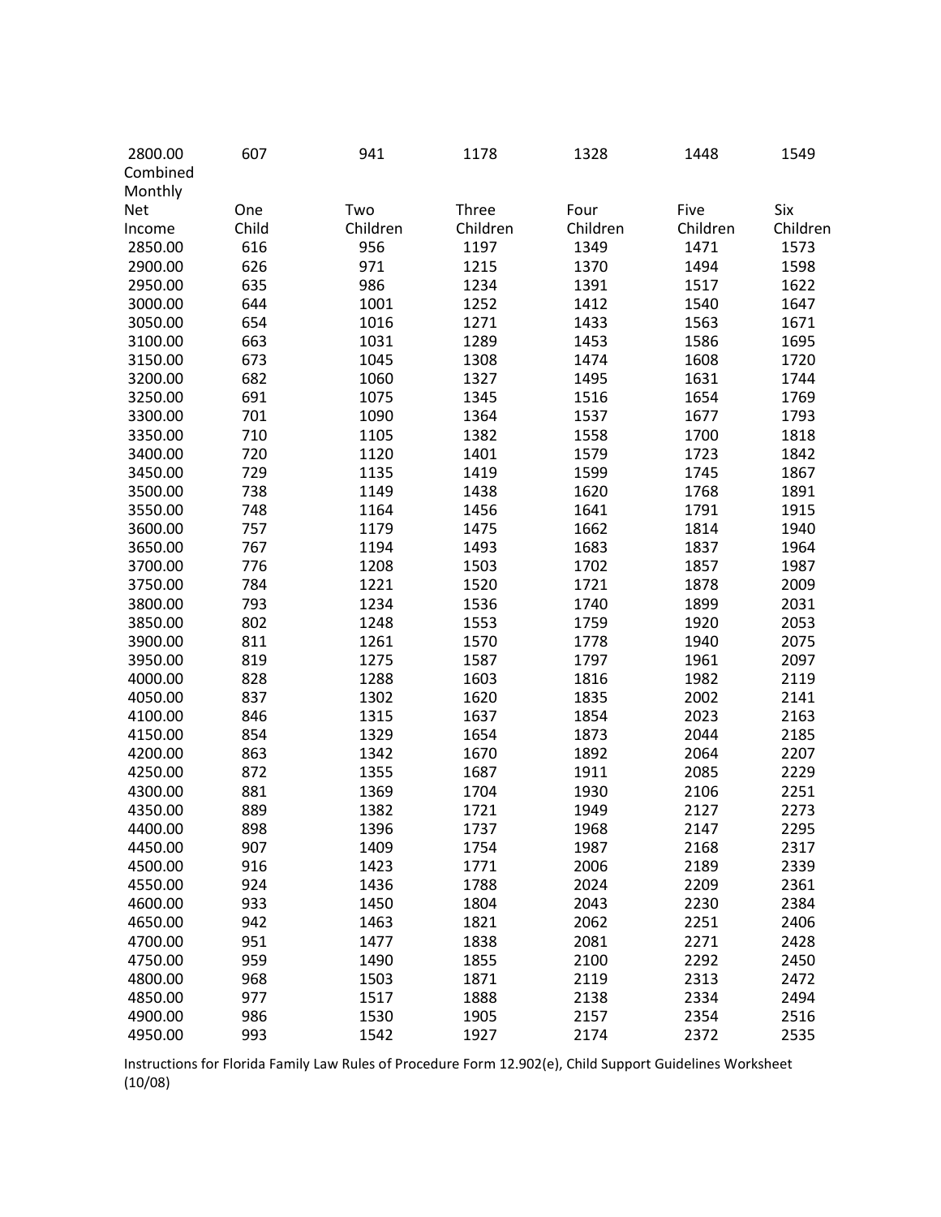| Combined Monthly Net Income | One Child | Two Children | Three Children | Four Children | Five Children | Six Children |
|---|---|---|---|---|---|---|
| 2800.00 | 607 | 941 | 1178 | 1328 | 1448 | 1549 |
| 2850.00 | 616 | 956 | 1197 | 1349 | 1471 | 1573 |
| 2900.00 | 626 | 971 | 1215 | 1370 | 1494 | 1598 |
| 2950.00 | 635 | 986 | 1234 | 1391 | 1517 | 1622 |
| 3000.00 | 644 | 1001 | 1252 | 1412 | 1540 | 1647 |
| 3050.00 | 654 | 1016 | 1271 | 1433 | 1563 | 1671 |
| 3100.00 | 663 | 1031 | 1289 | 1453 | 1586 | 1695 |
| 3150.00 | 673 | 1045 | 1308 | 1474 | 1608 | 1720 |
| 3200.00 | 682 | 1060 | 1327 | 1495 | 1631 | 1744 |
| 3250.00 | 691 | 1075 | 1345 | 1516 | 1654 | 1769 |
| 3300.00 | 701 | 1090 | 1364 | 1537 | 1677 | 1793 |
| 3350.00 | 710 | 1105 | 1382 | 1558 | 1700 | 1818 |
| 3400.00 | 720 | 1120 | 1401 | 1579 | 1723 | 1842 |
| 3450.00 | 729 | 1135 | 1419 | 1599 | 1745 | 1867 |
| 3500.00 | 738 | 1149 | 1438 | 1620 | 1768 | 1891 |
| 3550.00 | 748 | 1164 | 1456 | 1641 | 1791 | 1915 |
| 3600.00 | 757 | 1179 | 1475 | 1662 | 1814 | 1940 |
| 3650.00 | 767 | 1194 | 1493 | 1683 | 1837 | 1964 |
| 3700.00 | 776 | 1208 | 1503 | 1702 | 1857 | 1987 |
| 3750.00 | 784 | 1221 | 1520 | 1721 | 1878 | 2009 |
| 3800.00 | 793 | 1234 | 1536 | 1740 | 1899 | 2031 |
| 3850.00 | 802 | 1248 | 1553 | 1759 | 1920 | 2053 |
| 3900.00 | 811 | 1261 | 1570 | 1778 | 1940 | 2075 |
| 3950.00 | 819 | 1275 | 1587 | 1797 | 1961 | 2097 |
| 4000.00 | 828 | 1288 | 1603 | 1816 | 1982 | 2119 |
| 4050.00 | 837 | 1302 | 1620 | 1835 | 2002 | 2141 |
| 4100.00 | 846 | 1315 | 1637 | 1854 | 2023 | 2163 |
| 4150.00 | 854 | 1329 | 1654 | 1873 | 2044 | 2185 |
| 4200.00 | 863 | 1342 | 1670 | 1892 | 2064 | 2207 |
| 4250.00 | 872 | 1355 | 1687 | 1911 | 2085 | 2229 |
| 4300.00 | 881 | 1369 | 1704 | 1930 | 2106 | 2251 |
| 4350.00 | 889 | 1382 | 1721 | 1949 | 2127 | 2273 |
| 4400.00 | 898 | 1396 | 1737 | 1968 | 2147 | 2295 |
| 4450.00 | 907 | 1409 | 1754 | 1987 | 2168 | 2317 |
| 4500.00 | 916 | 1423 | 1771 | 2006 | 2189 | 2339 |
| 4550.00 | 924 | 1436 | 1788 | 2024 | 2209 | 2361 |
| 4600.00 | 933 | 1450 | 1804 | 2043 | 2230 | 2384 |
| 4650.00 | 942 | 1463 | 1821 | 2062 | 2251 | 2406 |
| 4700.00 | 951 | 1477 | 1838 | 2081 | 2271 | 2428 |
| 4750.00 | 959 | 1490 | 1855 | 2100 | 2292 | 2450 |
| 4800.00 | 968 | 1503 | 1871 | 2119 | 2313 | 2472 |
| 4850.00 | 977 | 1517 | 1888 | 2138 | 2334 | 2494 |
| 4900.00 | 986 | 1530 | 1905 | 2157 | 2354 | 2516 |
| 4950.00 | 993 | 1542 | 1927 | 2174 | 2372 | 2535 |

Instructions for Florida Family Law Rules of Procedure Form 12.902(e), Child Support Guidelines Worksheet (10/08)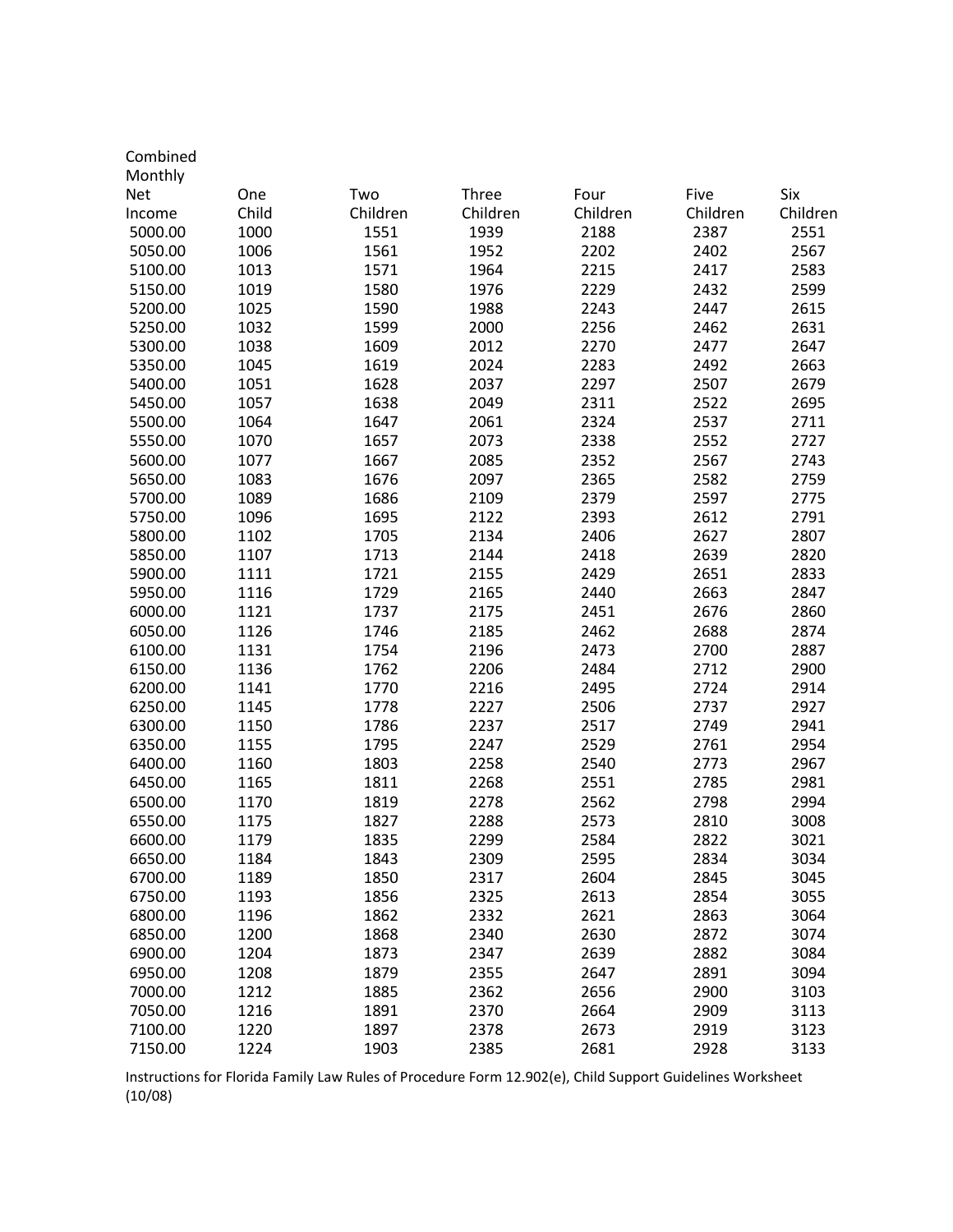| Combined Monthly Net Income | One Child | Two Children | Three Children | Four Children | Five Children | Six Children |
|---|---|---|---|---|---|---|
| 5000.00 | 1000 | 1551 | 1939 | 2188 | 2387 | 2551 |
| 5050.00 | 1006 | 1561 | 1952 | 2202 | 2402 | 2567 |
| 5100.00 | 1013 | 1571 | 1964 | 2215 | 2417 | 2583 |
| 5150.00 | 1019 | 1580 | 1976 | 2229 | 2432 | 2599 |
| 5200.00 | 1025 | 1590 | 1988 | 2243 | 2447 | 2615 |
| 5250.00 | 1032 | 1599 | 2000 | 2256 | 2462 | 2631 |
| 5300.00 | 1038 | 1609 | 2012 | 2270 | 2477 | 2647 |
| 5350.00 | 1045 | 1619 | 2024 | 2283 | 2492 | 2663 |
| 5400.00 | 1051 | 1628 | 2037 | 2297 | 2507 | 2679 |
| 5450.00 | 1057 | 1638 | 2049 | 2311 | 2522 | 2695 |
| 5500.00 | 1064 | 1647 | 2061 | 2324 | 2537 | 2711 |
| 5550.00 | 1070 | 1657 | 2073 | 2338 | 2552 | 2727 |
| 5600.00 | 1077 | 1667 | 2085 | 2352 | 2567 | 2743 |
| 5650.00 | 1083 | 1676 | 2097 | 2365 | 2582 | 2759 |
| 5700.00 | 1089 | 1686 | 2109 | 2379 | 2597 | 2775 |
| 5750.00 | 1096 | 1695 | 2122 | 2393 | 2612 | 2791 |
| 5800.00 | 1102 | 1705 | 2134 | 2406 | 2627 | 2807 |
| 5850.00 | 1107 | 1713 | 2144 | 2418 | 2639 | 2820 |
| 5900.00 | 1111 | 1721 | 2155 | 2429 | 2651 | 2833 |
| 5950.00 | 1116 | 1729 | 2165 | 2440 | 2663 | 2847 |
| 6000.00 | 1121 | 1737 | 2175 | 2451 | 2676 | 2860 |
| 6050.00 | 1126 | 1746 | 2185 | 2462 | 2688 | 2874 |
| 6100.00 | 1131 | 1754 | 2196 | 2473 | 2700 | 2887 |
| 6150.00 | 1136 | 1762 | 2206 | 2484 | 2712 | 2900 |
| 6200.00 | 1141 | 1770 | 2216 | 2495 | 2724 | 2914 |
| 6250.00 | 1145 | 1778 | 2227 | 2506 | 2737 | 2927 |
| 6300.00 | 1150 | 1786 | 2237 | 2517 | 2749 | 2941 |
| 6350.00 | 1155 | 1795 | 2247 | 2529 | 2761 | 2954 |
| 6400.00 | 1160 | 1803 | 2258 | 2540 | 2773 | 2967 |
| 6450.00 | 1165 | 1811 | 2268 | 2551 | 2785 | 2981 |
| 6500.00 | 1170 | 1819 | 2278 | 2562 | 2798 | 2994 |
| 6550.00 | 1175 | 1827 | 2288 | 2573 | 2810 | 3008 |
| 6600.00 | 1179 | 1835 | 2299 | 2584 | 2822 | 3021 |
| 6650.00 | 1184 | 1843 | 2309 | 2595 | 2834 | 3034 |
| 6700.00 | 1189 | 1850 | 2317 | 2604 | 2845 | 3045 |
| 6750.00 | 1193 | 1856 | 2325 | 2613 | 2854 | 3055 |
| 6800.00 | 1196 | 1862 | 2332 | 2621 | 2863 | 3064 |
| 6850.00 | 1200 | 1868 | 2340 | 2630 | 2872 | 3074 |
| 6900.00 | 1204 | 1873 | 2347 | 2639 | 2882 | 3084 |
| 6950.00 | 1208 | 1879 | 2355 | 2647 | 2891 | 3094 |
| 7000.00 | 1212 | 1885 | 2362 | 2656 | 2900 | 3103 |
| 7050.00 | 1216 | 1891 | 2370 | 2664 | 2909 | 3113 |
| 7100.00 | 1220 | 1897 | 2378 | 2673 | 2919 | 3123 |
| 7150.00 | 1224 | 1903 | 2385 | 2681 | 2928 | 3133 |

Instructions for Florida Family Law Rules of Procedure Form 12.902(e), Child Support Guidelines Worksheet (10/08)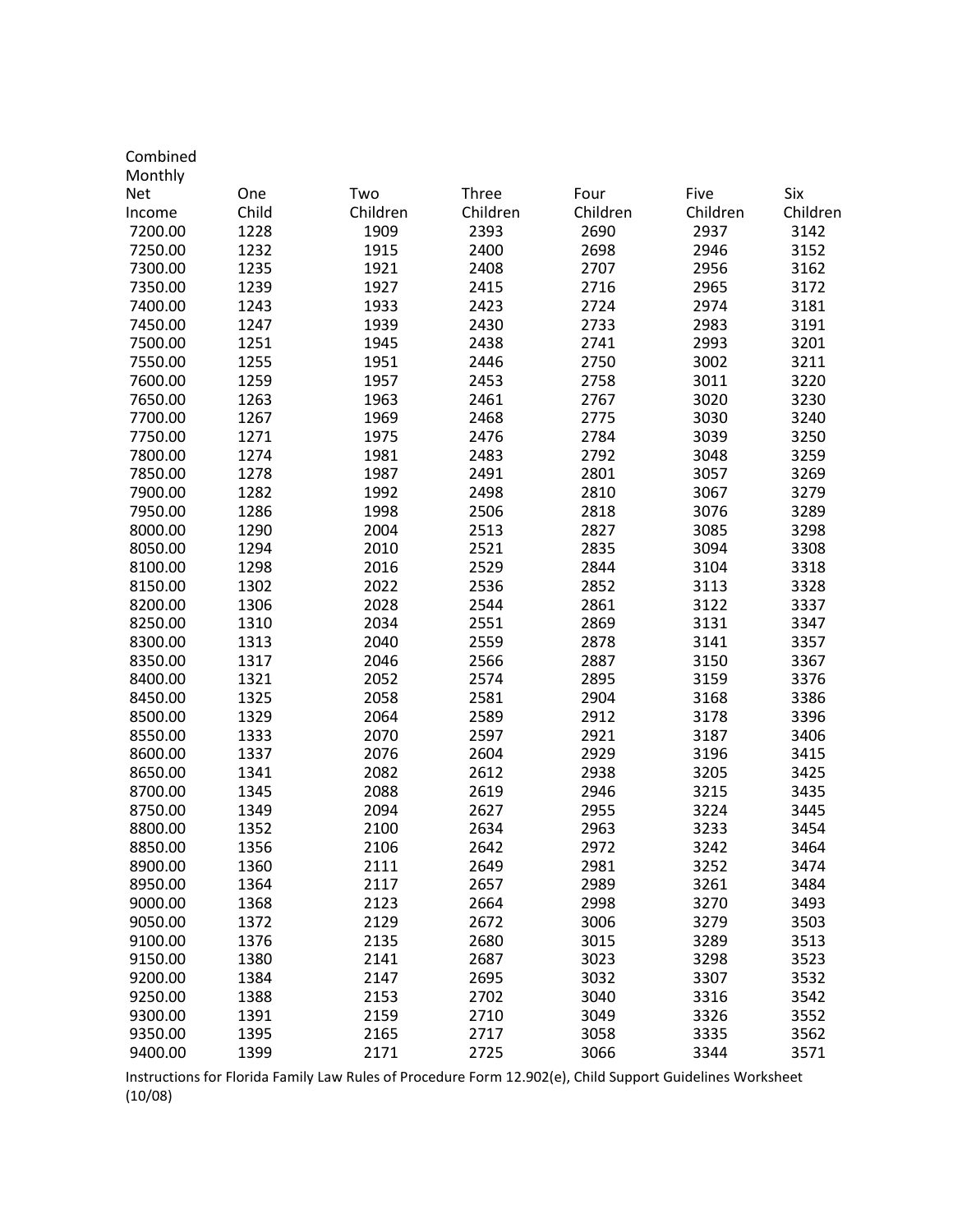| Combined Monthly Net Income | One Child | Two Children | Three Children | Four Children | Five Children | Six Children |
|---|---|---|---|---|---|---|
| 7200.00 | 1228 | 1909 | 2393 | 2690 | 2937 | 3142 |
| 7250.00 | 1232 | 1915 | 2400 | 2698 | 2946 | 3152 |
| 7300.00 | 1235 | 1921 | 2408 | 2707 | 2956 | 3162 |
| 7350.00 | 1239 | 1927 | 2415 | 2716 | 2965 | 3172 |
| 7400.00 | 1243 | 1933 | 2423 | 2724 | 2974 | 3181 |
| 7450.00 | 1247 | 1939 | 2430 | 2733 | 2983 | 3191 |
| 7500.00 | 1251 | 1945 | 2438 | 2741 | 2993 | 3201 |
| 7550.00 | 1255 | 1951 | 2446 | 2750 | 3002 | 3211 |
| 7600.00 | 1259 | 1957 | 2453 | 2758 | 3011 | 3220 |
| 7650.00 | 1263 | 1963 | 2461 | 2767 | 3020 | 3230 |
| 7700.00 | 1267 | 1969 | 2468 | 2775 | 3030 | 3240 |
| 7750.00 | 1271 | 1975 | 2476 | 2784 | 3039 | 3250 |
| 7800.00 | 1274 | 1981 | 2483 | 2792 | 3048 | 3259 |
| 7850.00 | 1278 | 1987 | 2491 | 2801 | 3057 | 3269 |
| 7900.00 | 1282 | 1992 | 2498 | 2810 | 3067 | 3279 |
| 7950.00 | 1286 | 1998 | 2506 | 2818 | 3076 | 3289 |
| 8000.00 | 1290 | 2004 | 2513 | 2827 | 3085 | 3298 |
| 8050.00 | 1294 | 2010 | 2521 | 2835 | 3094 | 3308 |
| 8100.00 | 1298 | 2016 | 2529 | 2844 | 3104 | 3318 |
| 8150.00 | 1302 | 2022 | 2536 | 2852 | 3113 | 3328 |
| 8200.00 | 1306 | 2028 | 2544 | 2861 | 3122 | 3337 |
| 8250.00 | 1310 | 2034 | 2551 | 2869 | 3131 | 3347 |
| 8300.00 | 1313 | 2040 | 2559 | 2878 | 3141 | 3357 |
| 8350.00 | 1317 | 2046 | 2566 | 2887 | 3150 | 3367 |
| 8400.00 | 1321 | 2052 | 2574 | 2895 | 3159 | 3376 |
| 8450.00 | 1325 | 2058 | 2581 | 2904 | 3168 | 3386 |
| 8500.00 | 1329 | 2064 | 2589 | 2912 | 3178 | 3396 |
| 8550.00 | 1333 | 2070 | 2597 | 2921 | 3187 | 3406 |
| 8600.00 | 1337 | 2076 | 2604 | 2929 | 3196 | 3415 |
| 8650.00 | 1341 | 2082 | 2612 | 2938 | 3205 | 3425 |
| 8700.00 | 1345 | 2088 | 2619 | 2946 | 3215 | 3435 |
| 8750.00 | 1349 | 2094 | 2627 | 2955 | 3224 | 3445 |
| 8800.00 | 1352 | 2100 | 2634 | 2963 | 3233 | 3454 |
| 8850.00 | 1356 | 2106 | 2642 | 2972 | 3242 | 3464 |
| 8900.00 | 1360 | 2111 | 2649 | 2981 | 3252 | 3474 |
| 8950.00 | 1364 | 2117 | 2657 | 2989 | 3261 | 3484 |
| 9000.00 | 1368 | 2123 | 2664 | 2998 | 3270 | 3493 |
| 9050.00 | 1372 | 2129 | 2672 | 3006 | 3279 | 3503 |
| 9100.00 | 1376 | 2135 | 2680 | 3015 | 3289 | 3513 |
| 9150.00 | 1380 | 2141 | 2687 | 3023 | 3298 | 3523 |
| 9200.00 | 1384 | 2147 | 2695 | 3032 | 3307 | 3532 |
| 9250.00 | 1388 | 2153 | 2702 | 3040 | 3316 | 3542 |
| 9300.00 | 1391 | 2159 | 2710 | 3049 | 3326 | 3552 |
| 9350.00 | 1395 | 2165 | 2717 | 3058 | 3335 | 3562 |
| 9400.00 | 1399 | 2171 | 2725 | 3066 | 3344 | 3571 |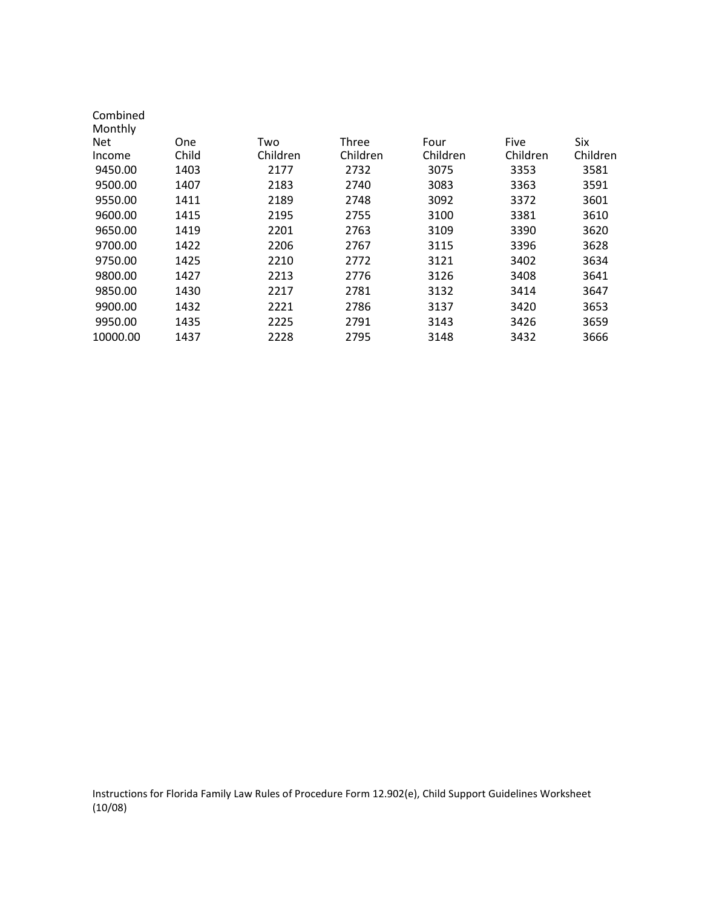| Combined Monthly Net Income | One Child | Two Children | Three Children | Four Children | Five Children | Six Children |
|---|---|---|---|---|---|---|
| 9450.00 | 1403 | 2177 | 2732 | 3075 | 3353 | 3581 |
| 9500.00 | 1407 | 2183 | 2740 | 3083 | 3363 | 3591 |
| 9550.00 | 1411 | 2189 | 2748 | 3092 | 3372 | 3601 |
| 9600.00 | 1415 | 2195 | 2755 | 3100 | 3381 | 3610 |
| 9650.00 | 1419 | 2201 | 2763 | 3109 | 3390 | 3620 |
| 9700.00 | 1422 | 2206 | 2767 | 3115 | 3396 | 3628 |
| 9750.00 | 1425 | 2210 | 2772 | 3121 | 3402 | 3634 |
| 9800.00 | 1427 | 2213 | 2776 | 3126 | 3408 | 3641 |
| 9850.00 | 1430 | 2217 | 2781 | 3132 | 3414 | 3647 |
| 9900.00 | 1432 | 2221 | 2786 | 3137 | 3420 | 3653 |
| 9950.00 | 1435 | 2225 | 2791 | 3143 | 3426 | 3659 |
| 10000.00 | 1437 | 2228 | 2795 | 3148 | 3432 | 3666 |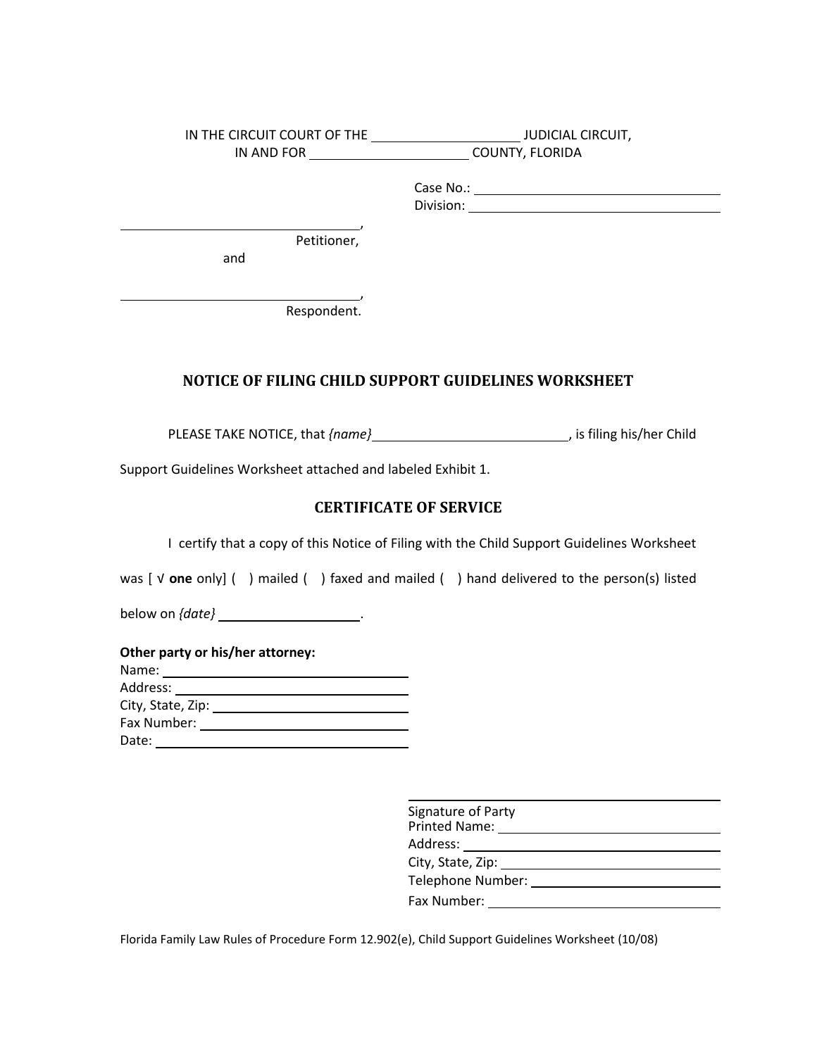IN THE CIRCUIT COURT OF THE ____________________ JUDICIAL CIRCUIT,
IN AND FOR ____________________ COUNTY, FLORIDA

Case No.: ______________________________
Division: ______________________________

______________________________,
Petitioner,

and

______________________________,
Respondent.

## NOTICE OF FILING CHILD SUPPORT GUIDELINES WORKSHEET

PLEASE TAKE NOTICE, that *{name}* ______________________________, is filing his/her Child Support Guidelines Worksheet attached and labeled Exhibit 1.

## CERTIFICATE OF SERVICE

I certify that a copy of this Notice of Filing with the Child Support Guidelines Worksheet was [ √ **one** only] ( ) mailed ( ) faxed and mailed ( ) hand delivered to the person(s) listed below on *{date}* ____________________.

**Other party or his/her attorney:**
Name: ______________________________
Address: ______________________________
City, State, Zip: ______________________________
Fax Number: ______________________________
Date: ______________________________

______________________________
Signature of Party
Printed Name: ______________________________
Address: ______________________________
City, State, Zip: ______________________________
Telephone Number: ______________________________
Fax Number: ______________________________

Florida Family Law Rules of Procedure Form 12.902(e), Child Support Guidelines Worksheet (10/08)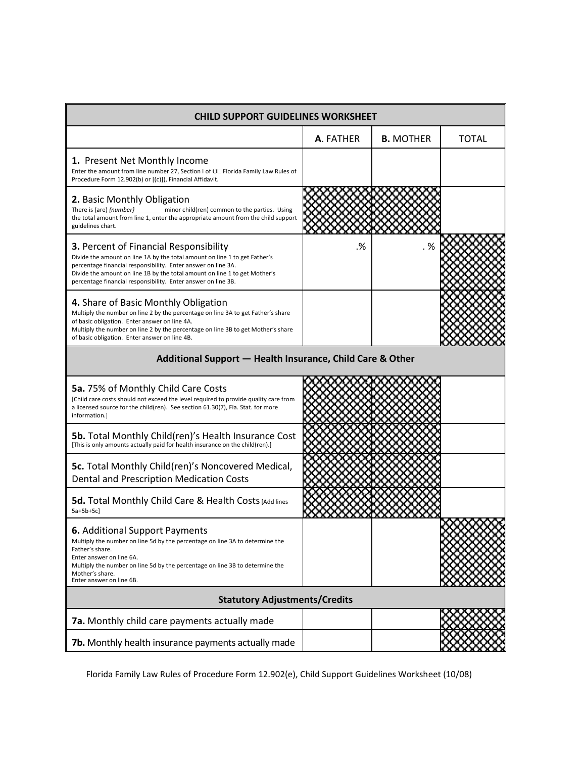| CHILD SUPPORT GUIDELINES WORKSHEET | | | |
|---|---|---|---|
| | **A**. FATHER | **B.** MOTHER | TOTAL |
| **1.** Present Net Monthly Income<br>Enter the amount from line number 27, Section I of O Florida Family Law Rules of Procedure Form 12.902(b) or [(c)]), Financial Affidavit. | | | |
| **2.** Basic Monthly Obligation<br>There is (are) *{number}* ________ minor child(ren) common to the parties. Using the total amount from line 1, enter the appropriate amount from the child support guidelines chart. | | | |
| **3.** Percent of Financial Responsibility<br>Divide the amount on line 1A by the total amount on line 1 to get Father's percentage financial responsibility. Enter answer on line 3A.<br>Divide the amount on line 1B by the total amount on line 1 to get Mother's percentage financial responsibility. Enter answer on line 3B. | .% | . % | |
| **4.** Share of Basic Monthly Obligation<br>Multiply the number on line 2 by the percentage on line 3A to get Father's share of basic obligation. Enter answer on line 4A.<br>Multiply the number on line 2 by the percentage on line 3B to get Mother's share of basic obligation. Enter answer on line 4B. | | | |
| **Additional Support — Health Insurance, Child Care & Other** | | | |
| **5a.** 75% of Monthly Child Care Costs<br>[Child care costs should not exceed the level required to provide quality care from a licensed source for the child(ren). See section 61.30(7), Fla. Stat. for more information.] | | | |
| **5b.** Total Monthly Child(ren)'s Health Insurance Cost<br>[This is only amounts actually paid for health insurance on the child(ren).] | | | |
| **5c.** Total Monthly Child(ren)'s Noncovered Medical, Dental and Prescription Medication Costs | | | |
| **5d.** Total Monthly Child Care & Health Costs [Add lines 5a+5b+5c] | | | |
| **6.** Additional Support Payments<br>Multiply the number on line 5d by the percentage on line 3A to determine the Father's share.<br>Enter answer on line 6A.<br>Multiply the number on line 5d by the percentage on line 3B to determine the Mother's share.<br>Enter answer on line 6B. | | | |
| **Statutory Adjustments/Credits** | | | |
| **7a.** Monthly child care payments actually made | | | |
| **7b.** Monthly health insurance payments actually made | | | |

Florida Family Law Rules of Procedure Form 12.902(e), Child Support Guidelines Worksheet (10/08)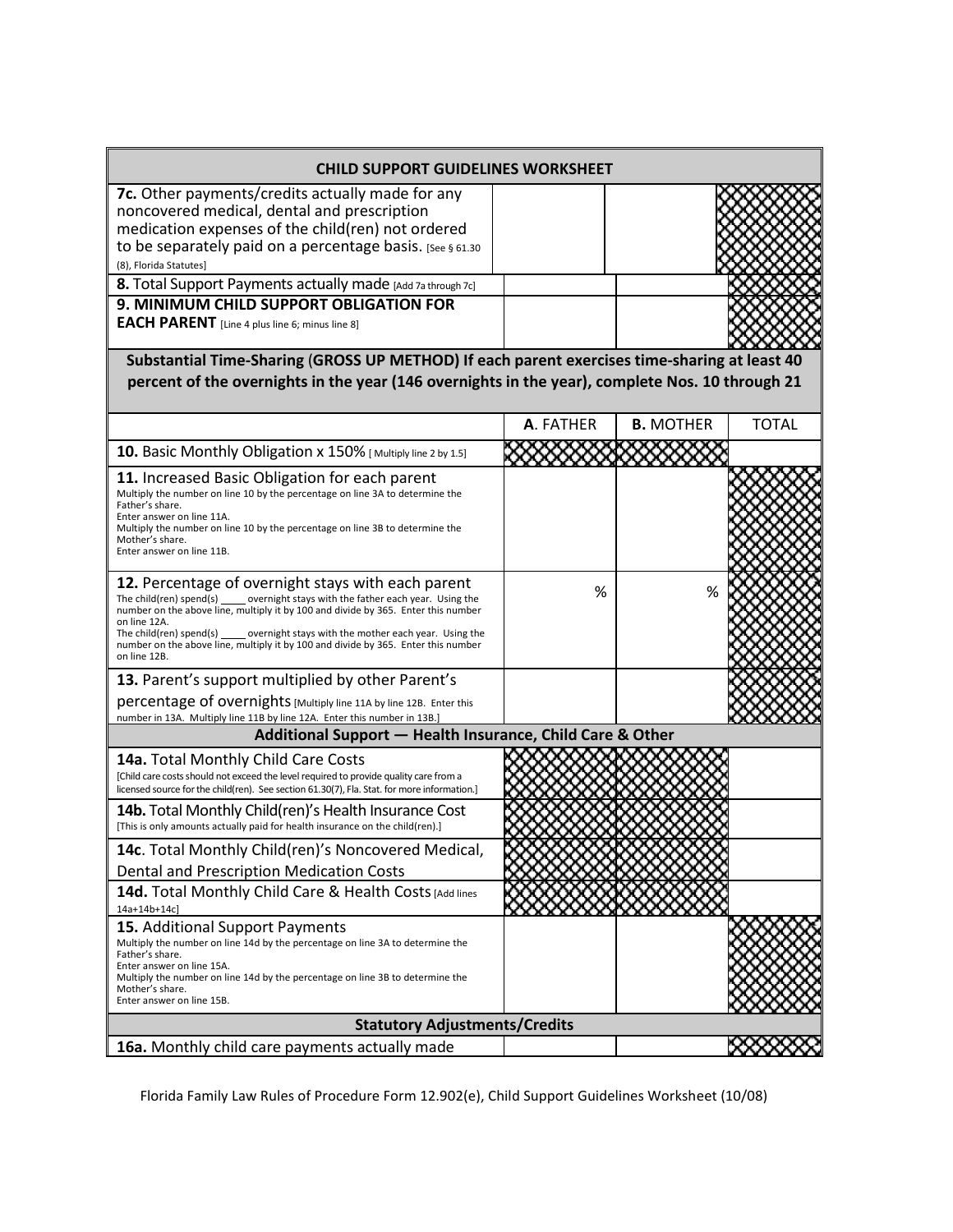| CHILD SUPPORT GUIDELINES WORKSHEET | | | |
|---|---|---|---|
| **7c.** Other payments/credits actually made for any noncovered medical, dental and prescription medication expenses of the child(ren) not ordered to be separately paid on a percentage basis. [See § 61.30 (8), Florida Statutes] | | | XXXXX |
| **8.** Total Support Payments actually made [Add 7a through 7c] | | | XXXXX |
| **9. MINIMUM CHILD SUPPORT OBLIGATION FOR EACH PARENT** [Line 4 plus line 6; minus line 8] | | | XXXXX |
| **Substantial Time-Sharing (GROSS UP METHOD) If each parent exercises time-sharing at least 40 percent of the overnights in the year (146 overnights in the year), complete Nos. 10 through 21** | | | |
| | **A**. FATHER | **B.** MOTHER | TOTAL |
| **10.** Basic Monthly Obligation x 150% [ Multiply line 2 by 1.5] | XXXXX | XXXXX | |
| **11.** Increased Basic Obligation for each parent<br>Multiply the number on line 10 by the percentage on line 3A to determine the Father's share.<br>Enter answer on line 11A.<br>Multiply the number on line 10 by the percentage on line 3B to determine the Mother's share.<br>Enter answer on line 11B. | | | XXXXX |
| **12.** Percentage of overnight stays with each parent<br>The child(ren) spend(s) _____ overnight stays with the father each year. Using the number on the above line, multiply it by 100 and divide by 365. Enter this number on line 12A.<br>The child(ren) spend(s) _____ overnight stays with the mother each year. Using the number on the above line, multiply it by 100 and divide by 365. Enter this number on line 12B. | % | % | XXXXX |
| **13.** Parent's support multiplied by other Parent's percentage of overnights [Multiply line 11A by line 12B. Enter this number in 13A. Multiply line 11B by line 12A. Enter this number in 13B.] | | | XXXXX |
| **Additional Support — Health Insurance, Child Care & Other** | | | |
| **14a.** Total Monthly Child Care Costs<br>[Child care costs should not exceed the level required to provide quality care from a licensed source for the child(ren). See section 61.30(7), Fla. Stat. for more information.] | XXXXX | XXXXX | |
| **14b.** Total Monthly Child(ren)'s Health Insurance Cost<br>[This is only amounts actually paid for health insurance on the child(ren).] | XXXXX | XXXXX | |
| **14c**. Total Monthly Child(ren)'s Noncovered Medical, Dental and Prescription Medication Costs | XXXXX | XXXXX | |
| **14d.** Total Monthly Child Care & Health Costs [Add lines 14a+14b+14c] | XXXXX | XXXXX | |
| **15.** Additional Support Payments<br>Multiply the number on line 14d by the percentage on line 3A to determine the Father's share.<br>Enter answer on line 15A.<br>Multiply the number on line 14d by the percentage on line 3B to determine the Mother's share.<br>Enter answer on line 15B. | | | XXXXX |
| **Statutory Adjustments/Credits** | | | |
| **16a.** Monthly child care payments actually made | | | XXXXX |

Florida Family Law Rules of Procedure Form 12.902(e), Child Support Guidelines Worksheet (10/08)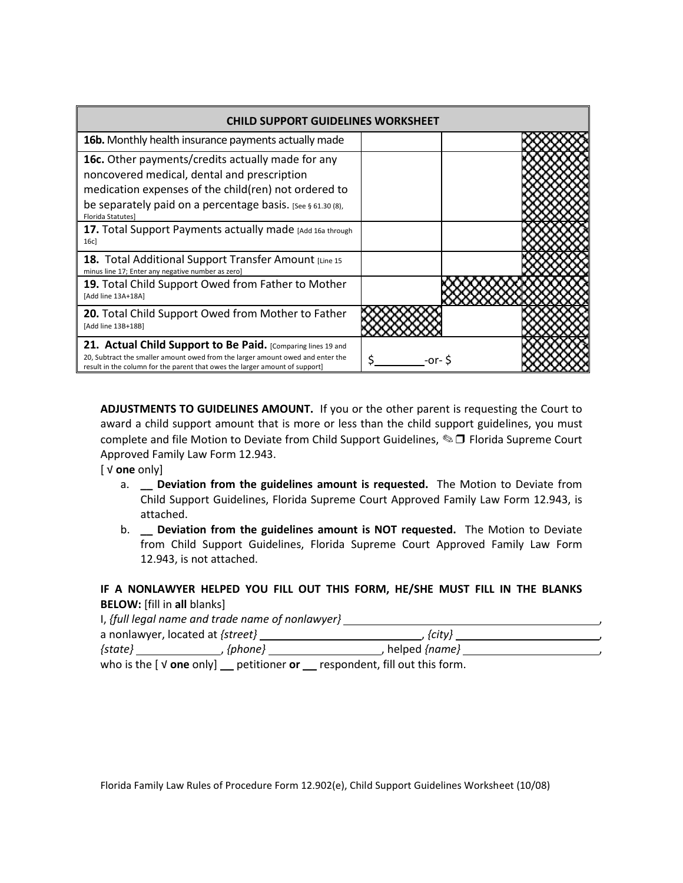| CHILD SUPPORT GUIDELINES WORKSHEET | | | |
|---|---|---|---|
| **16b.** Monthly health insurance payments actually made | | | |
| **16c.** Other payments/credits actually made for any noncovered medical, dental and prescription medication expenses of the child(ren) not ordered to be separately paid on a percentage basis. [See § 61.30 (8), Florida Statutes] | | | |
| **17.** Total Support Payments actually made [Add 16a through 16c] | | | |
| **18.** Total Additional Support Transfer Amount [Line 15 minus line 17; Enter any negative number as zero] | | | |
| **19.** Total Child Support Owed from Father to Mother [Add line 13A+18A] | | | |
| **20.** Total Child Support Owed from Mother to Father [Add line 13B+18B] | | | |
| **21. Actual Child Support to Be Paid.** [Comparing lines 19 and 20, Subtract the smaller amount owed from the larger amount owed and enter the result in the column for the parent that owes the larger amount of support] | $\_\_\_\_\_\_\_\_ -or- $ | | |

**ADJUSTMENTS TO GUIDELINES AMOUNT.** If you or the other parent is requesting the Court to award a child support amount that is more or less than the child support guidelines, you must complete and file Motion to Deviate from Child Support Guidelines, ✎ ❒ Florida Supreme Court Approved Family Law Form 12.943.

[ √ **one** only]

a. __ **Deviation from the guidelines amount is requested.** The Motion to Deviate from Child Support Guidelines, Florida Supreme Court Approved Family Law Form 12.943, is attached.

b. __ **Deviation from the guidelines amount is NOT requested.** The Motion to Deviate from Child Support Guidelines, Florida Supreme Court Approved Family Law Form 12.943, is not attached.

**IF A NONLAWYER HELPED YOU FILL OUT THIS FORM, HE/SHE MUST FILL IN THE BLANKS BELOW:** [fill in **all** blanks]

I, *{full legal name and trade name of nonlawyer}* \_\_\_\_\_\_\_\_\_\_\_\_\_\_\_\_\_\_\_\_\_\_\_\_\_\_\_\_\_\_,
a nonlawyer, located at *{street}* \_\_\_\_\_\_\_\_\_\_\_\_\_\_\_\_\_\_\_\_, *{city}* \_\_\_\_\_\_\_\_\_\_\_\_\_\_\_\_\_\_,
*{state}* \_\_\_\_\_\_\_\_\_\_, *{phone}* \_\_\_\_\_\_\_\_\_\_\_\_\_\_, helped *{name}* \_\_\_\_\_\_\_\_\_\_\_\_\_\_\_\_\_,
who is the [ √ **one** only] __ petitioner **or** __ respondent, fill out this form.

Florida Family Law Rules of Procedure Form 12.902(e), Child Support Guidelines Worksheet (10/08)